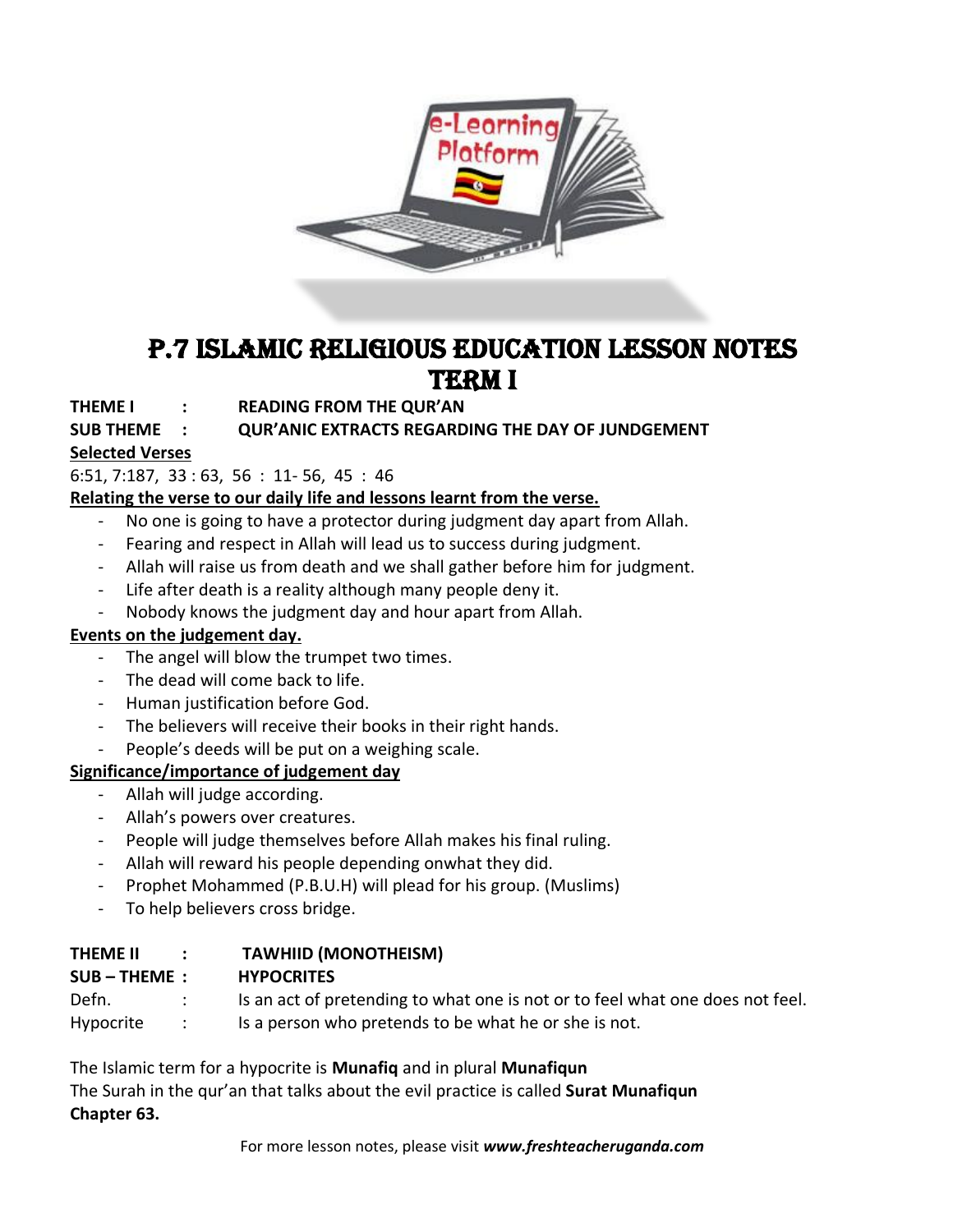# P.7 ISLAMIC RELIGIOUS EDUCATION LESSON NOTES TERM I

**THEME I : READING FROM THE QUR'AN**

**SUB THEME : QUR'ANIC EXTRACTS REGARDING THE DAY OF JUNDGEMENT**

**Selected Verses**

6:51, 7:187, 33 : 63, 56 : 11- 56, 45 : 46

**Relating the verse to our daily life and lessons learnt from the verse.**

- No one is going to have a protector during judgment day apart from Allah.
- Fearing and respect in Allah will lead us to success during judgment.
- Allah will raise us from death and we shall gather before him for judgment.
- Life after death is a reality although many people deny it.
- Nobody knows the judgment day and hour apart from Allah.

**Events on the judgement day.**

- The angel will blow the trumpet two times.
- The dead will come back to life.
- Human justification before God.
- The believers will receive their books in their right hands.
- People's deeds will be put on a weighing scale.

**Significance/importance of judgement day**

- Allah will judge according.
- Allah's powers over creatures.
- People will judge themselves before Allah makes his final ruling.
- Allah will reward his people depending onwhat they did.
- Prophet Mohammed (P.B.U.H) will plead for his group. (Muslims)
- To help believers cross bridge.

**THEME II : TAWHIID (MONOTHEISM)**

**SUB – THEME : HYPOCRITES**

Defn. : Is an act of pretending to what one is not or to feel what one does not feel.

Hypocrite : Is a person who pretends to be what he or she is not.

The Islamic term for a hypocrite is **Munafiq** and in plural **Munafiqun**

The Surah in the qur'an that talks about the evil practice is called **Surat Munafiqun Chapter 63.**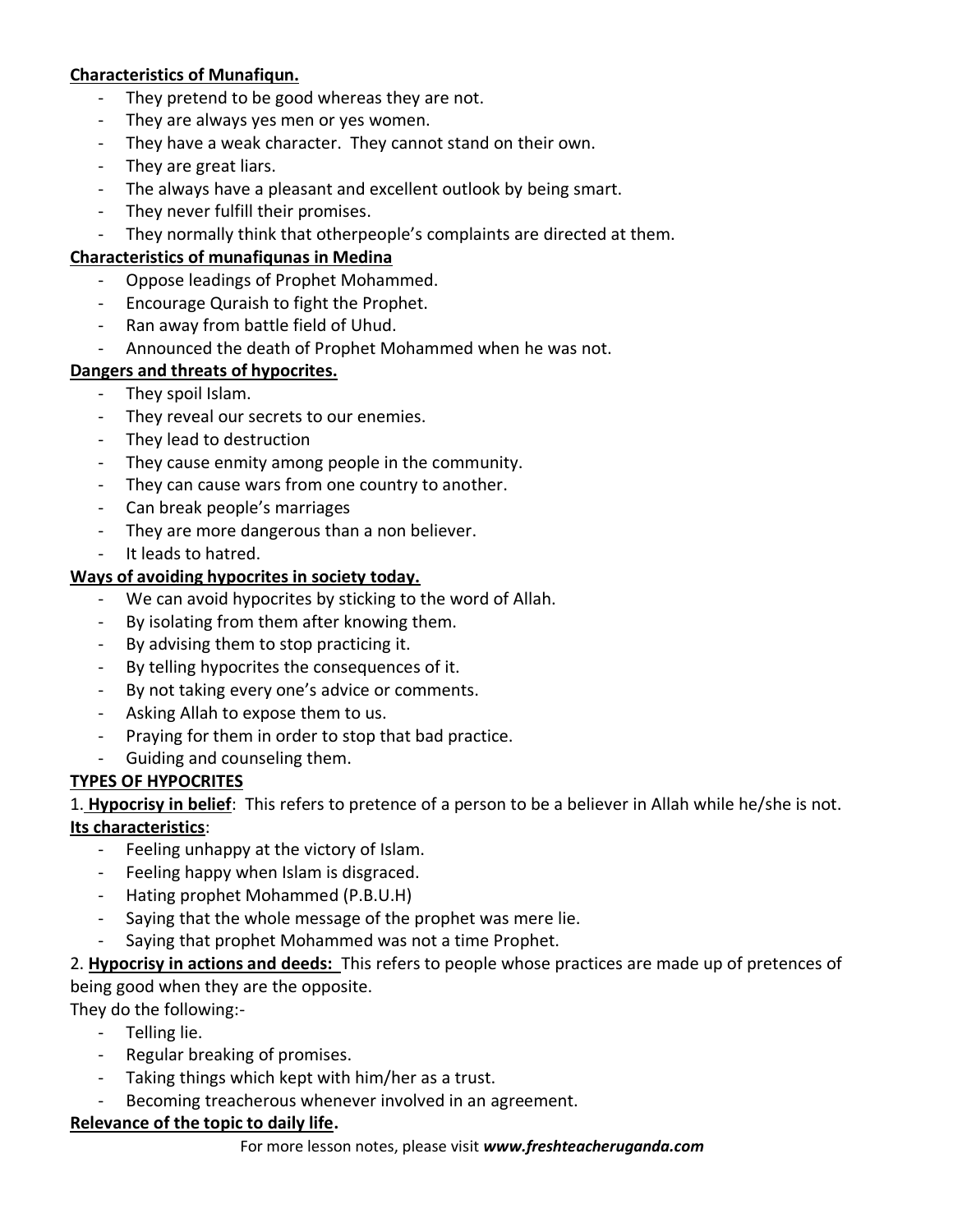**Characteristics of Munafiqun.**

- They pretend to be good whereas they are not.
- They are always yes men or yes women.
- They have a weak character. They cannot stand on their own.
- They are great liars.
- The always have a pleasant and excellent outlook by being smart.
- They never fulfill their promises.
- They normally think that otherpeople's complaints are directed at them.

**Characteristics of munafiqunas in Medina**

- Oppose leadings of Prophet Mohammed.
- Encourage Quraish to fight the Prophet.
- Ran away from battle field of Uhud.
- Announced the death of Prophet Mohammed when he was not.

**Dangers and threats of hypocrites.**

- They spoil Islam.
- They reveal our secrets to our enemies.
- They lead to destruction
- They cause enmity among people in the community.
- They can cause wars from one country to another.
- Can break people's marriages
- They are more dangerous than a non believer.
- It leads to hatred.

**Ways of avoiding hypocrites in society today.**

- We can avoid hypocrites by sticking to the word of Allah.
- By isolating from them after knowing them.
- By advising them to stop practicing it.
- By telling hypocrites the consequences of it.
- By not taking every one's advice or comments.
- Asking Allah to expose them to us.
- Praying for them in order to stop that bad practice.
- Guiding and counseling them.

**TYPES OF HYPOCRITES**

1. **Hypocrisy in belief**: This refers to pretence of a person to be a believer in Allah while he/she is not.

**Its characteristics**:

- Feeling unhappy at the victory of Islam.
- Feeling happy when Islam is disgraced.
- Hating prophet Mohammed (P.B.U.H)
- Saying that the whole message of the prophet was mere lie.
- Saying that prophet Mohammed was not a time Prophet.

2. **Hypocrisy in actions and deeds:** This refers to people whose practices are made up of pretences of being good when they are the opposite.

They do the following:-

- Telling lie.
- Regular breaking of promises.
- Taking things which kept with him/her as a trust.
- Becoming treacherous whenever involved in an agreement.

**Relevance of the topic to daily life.**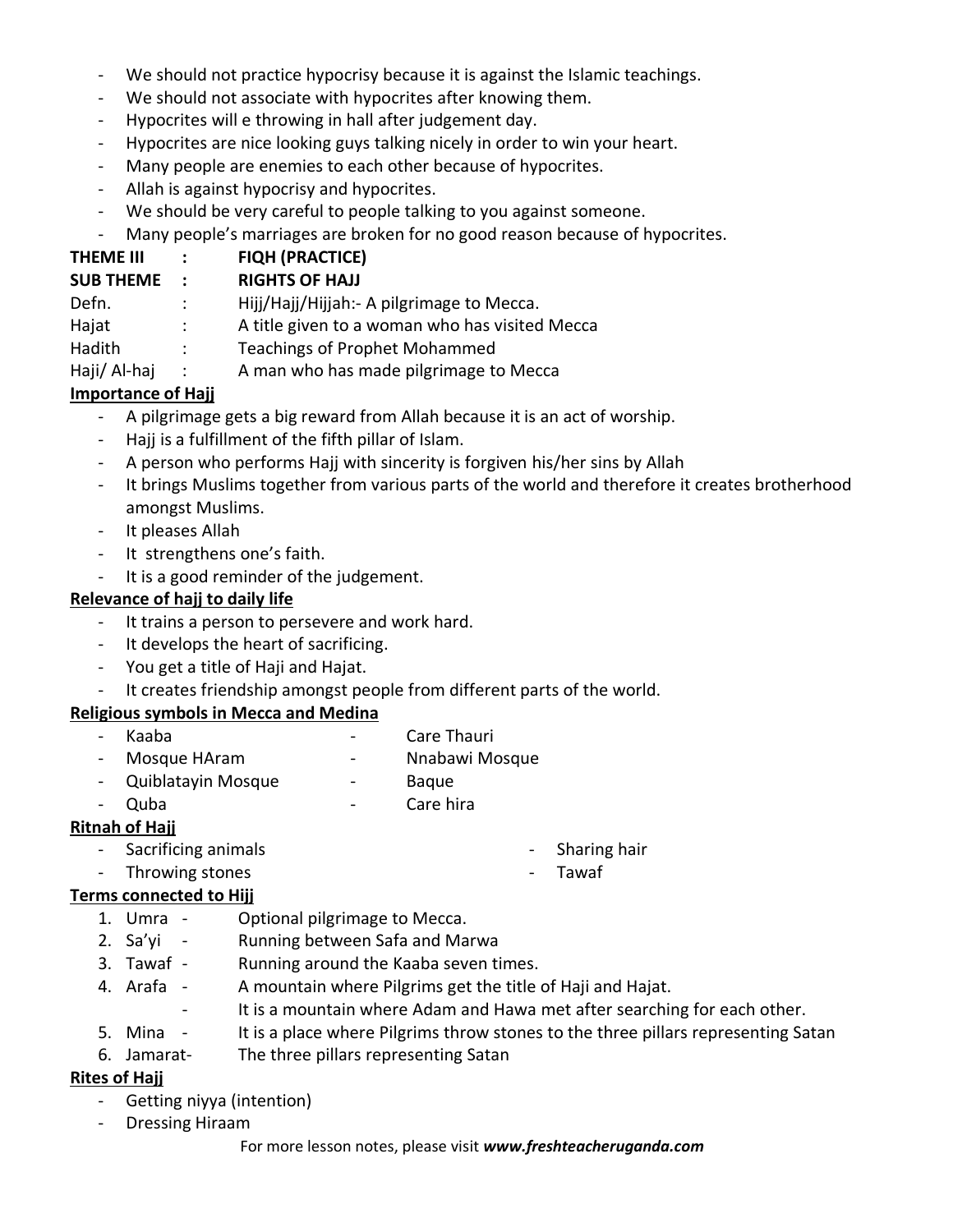- We should not practice hypocrisy because it is against the Islamic teachings.
- We should not associate with hypocrites after knowing them.
- Hypocrites will e throwing in hall after judgement day.
- Hypocrites are nice looking guys talking nicely in order to win your heart.
- Many people are enemies to each other because of hypocrites.
- Allah is against hypocrisy and hypocrites.
- We should be very careful to people talking to you against someone.
- Many people's marriages are broken for no good reason because of hypocrites.

**THEME III : FIQH (PRACTICE)**

**SUB THEME : RIGHTS OF HAJJ**

Defn. : Hijj/Hajj/Hijjah:- A pilgrimage to Mecca.

Hajat : A title given to a woman who has visited Mecca

Hadith : Teachings of Prophet Mohammed

Haji/ Al-haj : A man who has made pilgrimage to Mecca

**Importance of Hajj**

- A pilgrimage gets a big reward from Allah because it is an act of worship.
- Hajj is a fulfillment of the fifth pillar of Islam.
- A person who performs Hajj with sincerity is forgiven his/her sins by Allah
- It brings Muslims together from various parts of the world and therefore it creates brotherhood amongst Muslims.
- It pleases Allah
- It strengthens one's faith.
- It is a good reminder of the judgement.

**Relevance of hajj to daily life**

- It trains a person to persevere and work hard.
- It develops the heart of sacrificing.
- You get a title of Haji and Hajat.
- It creates friendship amongst people from different parts of the world.

**Religious symbols in Mecca and Medina**

- Kaaba
- Mosque HAram
- Quiblatayin Mosque
- Quba
- Care Thauri
- Nnabawi Mosque
- Baque
- Care hira

**Ritnah of Hajj**

- Sacrificing animals
- Throwing stones
- Sharing hair
- Tawaf

**Terms connected to Hijj**

1. Umra - Optional pilgrimage to Mecca.
2. Sa'yi - Running between Safa and Marwa
3. Tawaf - Running around the Kaaba seven times.
4. Arafa - A mountain where Pilgrims get the title of Haji and Hajat.
   - It is a mountain where Adam and Hawa met after searching for each other.
5. Mina - It is a place where Pilgrims throw stones to the three pillars representing Satan
6. Jamarat- The three pillars representing Satan

**Rites of Hajj**

- Getting niyya (intention)
- Dressing Hiraam

For more lesson notes, please visit ***www.freshteacheruganda.com***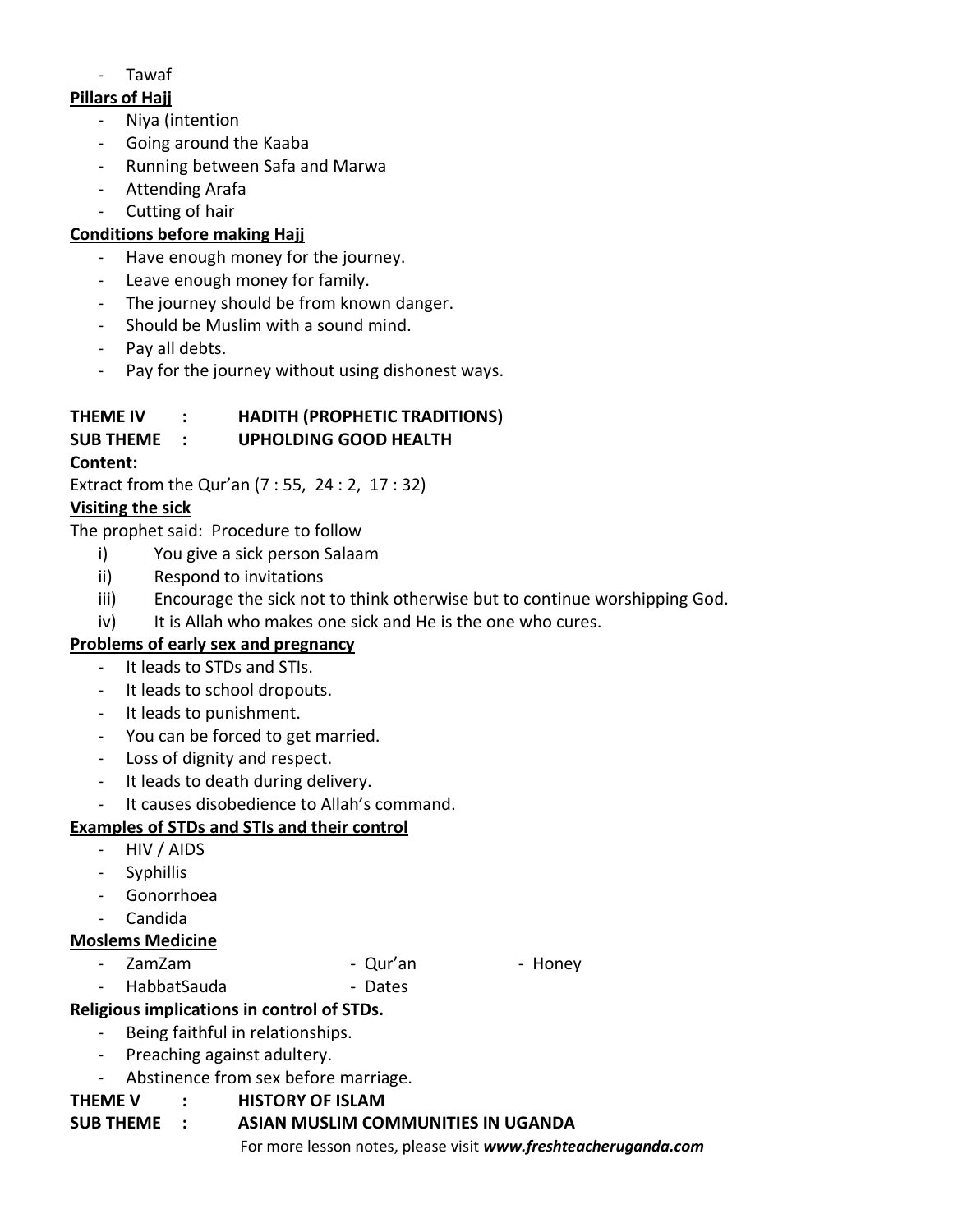- Tawaf

**Pillars of Hajj**

- Niya (intention
- Going around the Kaaba
- Running between Safa and Marwa
- Attending Arafa
- Cutting of hair

**Conditions before making Hajj**

- Have enough money for the journey.
- Leave enough money for family.
- The journey should be from known danger.
- Should be Muslim with a sound mind.
- Pay all debts.
- Pay for the journey without using dishonest ways.

**THEME IV : HADITH (PROPHETIC TRADITIONS)**

**SUB THEME : UPHOLDING GOOD HEALTH**

**Content:**

Extract from the Qur'an (7 : 55, 24 : 2, 17 : 32)

**Visiting the sick**

The prophet said: Procedure to follow

i) You give a sick person Salaam
ii) Respond to invitations
iii) Encourage the sick not to think otherwise but to continue worshipping God.
iv) It is Allah who makes one sick and He is the one who cures.

**Problems of early sex and pregnancy**

- It leads to STDs and STIs.
- It leads to school dropouts.
- It leads to punishment.
- You can be forced to get married.
- Loss of dignity and respect.
- It leads to death during delivery.
- It causes disobedience to Allah's command.

**Examples of STDs and STIs and their control**

- HIV / AIDS
- Syphillis
- Gonorrhoea
- Candida

**Moslems Medicine**

- ZamZam
- Qur'an
- Honey
- HabbatSauda
- Dates

**Religious implications in control of STDs.**

- Being faithful in relationships.
- Preaching against adultery.
- Abstinence from sex before marriage.

**THEME V : HISTORY OF ISLAM**

**SUB THEME : ASIAN MUSLIM COMMUNITIES IN UGANDA**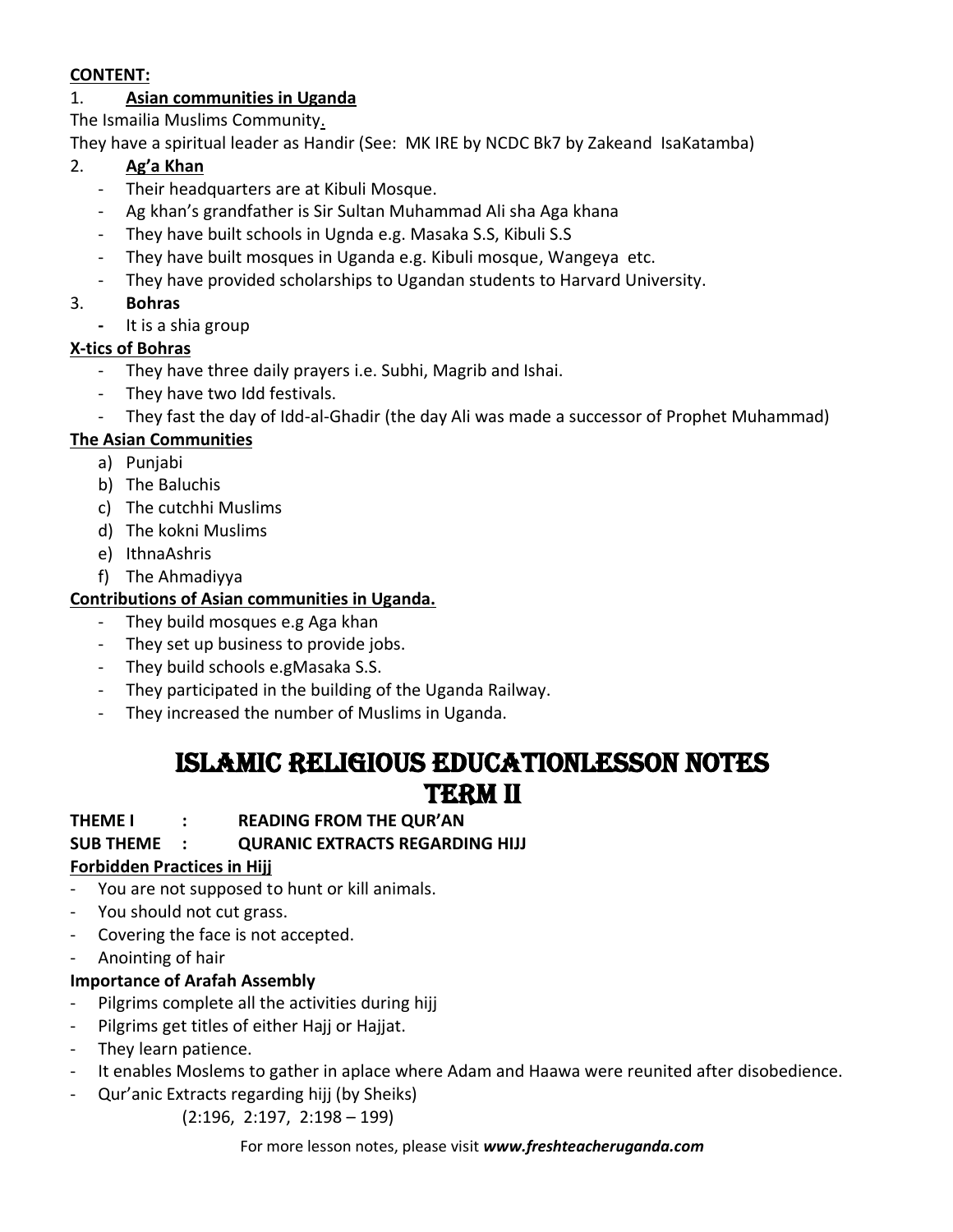**CONTENT:**

1. **Asian communities in Uganda**

The Ismailia Muslims Community.

They have a spiritual leader as Handir (See: MK IRE by NCDC Bk7 by Zakeand IsaKatamba)

2. **Ag'a Khan**
   - Their headquarters are at Kibuli Mosque.
   - Ag khan's grandfather is Sir Sultan Muhammad Ali sha Aga khana
   - They have built schools in Ugnda e.g. Masaka S.S, Kibuli S.S
   - They have built mosques in Uganda e.g. Kibuli mosque, Wangeya etc.
   - They have provided scholarships to Ugandan students to Harvard University.

3. **Bohras**
   - It is a shia group

**X-tics of Bohras**

- They have three daily prayers i.e. Subhi, Magrib and Ishai.
- They have two Idd festivals.
- They fast the day of Idd-al-Ghadir (the day Ali was made a successor of Prophet Muhammad)

**The Asian Communities**

a) Punjabi
b) The Baluchis
c) The cutchhi Muslims
d) The kokni Muslims
e) IthnaAshris
f) The Ahmadiyya

**Contributions of Asian communities in Uganda.**

- They build mosques e.g Aga khan
- They set up business to provide jobs.
- They build schools e.gMasaka S.S.
- They participated in the building of the Uganda Railway.
- They increased the number of Muslims in Uganda.

# ISLAMIC RELIGIOUS EDUCATIONLESSON NOTES TERM II

**THEME I : READING FROM THE QUR'AN**

**SUB THEME : QURANIC EXTRACTS REGARDING HIJJ**

**Forbidden Practices in Hijj**

- You are not supposed to hunt or kill animals.
- You should not cut grass.
- Covering the face is not accepted.
- Anointing of hair

**Importance of Arafah Assembly**

- Pilgrims complete all the activities during hijj
- Pilgrims get titles of either Hajj or Hajjat.
- They learn patience.
- It enables Moslems to gather in aplace where Adam and Haawa were reunited after disobedience.
- Qur'anic Extracts regarding hijj (by Sheiks)

  (2:196, 2:197, 2:198 – 199)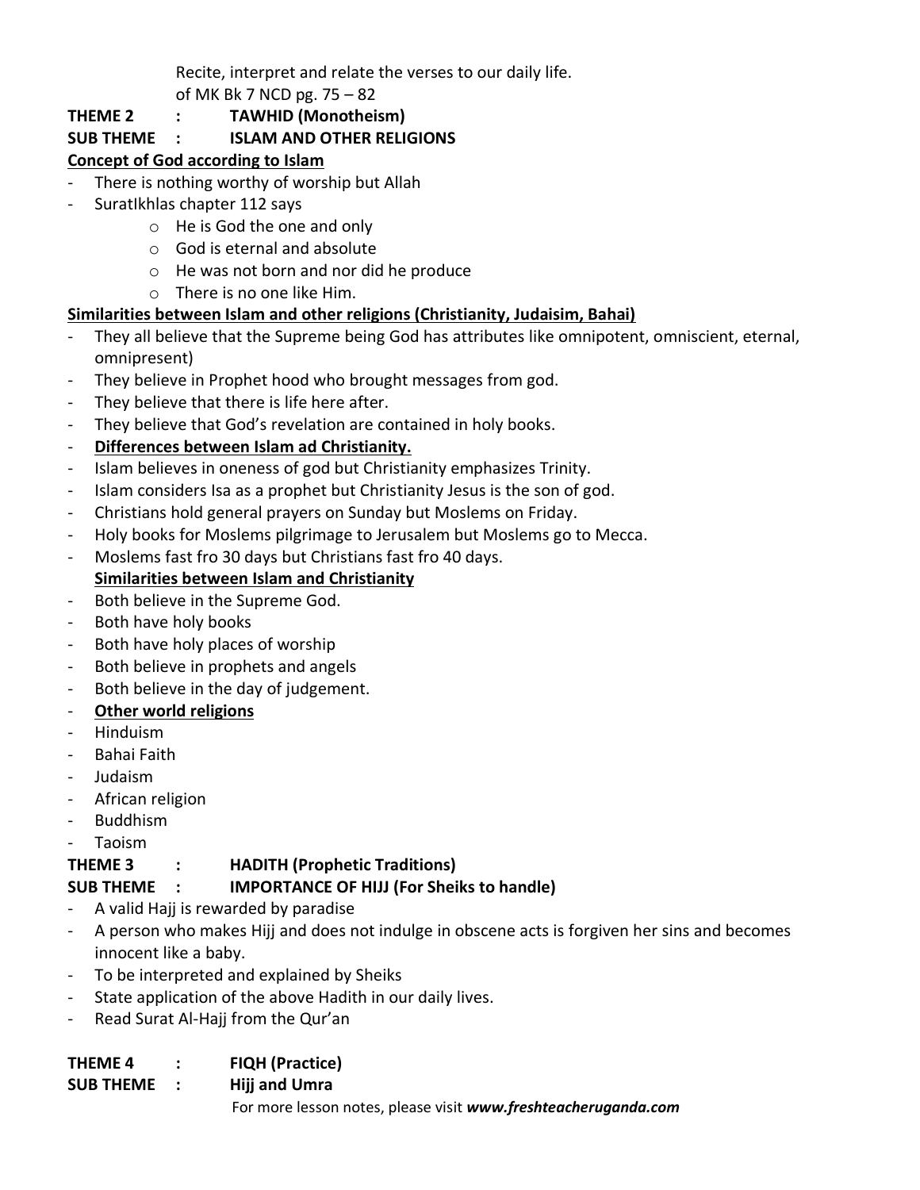Recite, interpret and relate the verses to our daily life.

of MK Bk 7 NCD pg. 75 – 82

**THEME 2 : TAWHID (Monotheism)**

**SUB THEME : ISLAM AND OTHER RELIGIONS**

**Concept of God according to Islam**

- There is nothing worthy of worship but Allah
- SuratIkhlas chapter 112 says
    - He is God the one and only
    - God is eternal and absolute
    - He was not born and nor did he produce
    - There is no one like Him.

**Similarities between Islam and other religions (Christianity, Judaisim, Bahai)**

- They all believe that the Supreme being God has attributes like omnipotent, omniscient, eternal, omnipresent)
- They believe in Prophet hood who brought messages from god.
- They believe that there is life here after.
- They believe that God's revelation are contained in holy books.
- **Differences between Islam ad Christianity.**
- Islam believes in oneness of god but Christianity emphasizes Trinity.
- Islam considers Isa as a prophet but Christianity Jesus is the son of god.
- Christians hold general prayers on Sunday but Moslems on Friday.
- Holy books for Moslems pilgrimage to Jerusalem but Moslems go to Mecca.
- Moslems fast fro 30 days but Christians fast fro 40 days.

**Similarities between Islam and Christianity**

- Both believe in the Supreme God.
- Both have holy books
- Both have holy places of worship
- Both believe in prophets and angels
- Both believe in the day of judgement.
- **Other world religions**
- Hinduism
- Bahai Faith
- Judaism
- African religion
- Buddhism
- Taoism

**THEME 3 : HADITH (Prophetic Traditions)**

**SUB THEME : IMPORTANCE OF HIJJ (For Sheiks to handle)**

- A valid Hajj is rewarded by paradise
- A person who makes Hijj and does not indulge in obscene acts is forgiven her sins and becomes innocent like a baby.
- To be interpreted and explained by Sheiks
- State application of the above Hadith in our daily lives.
- Read Surat Al-Hajj from the Qur'an

**THEME 4 : FIQH (Practice)**

**SUB THEME : Hijj and Umra**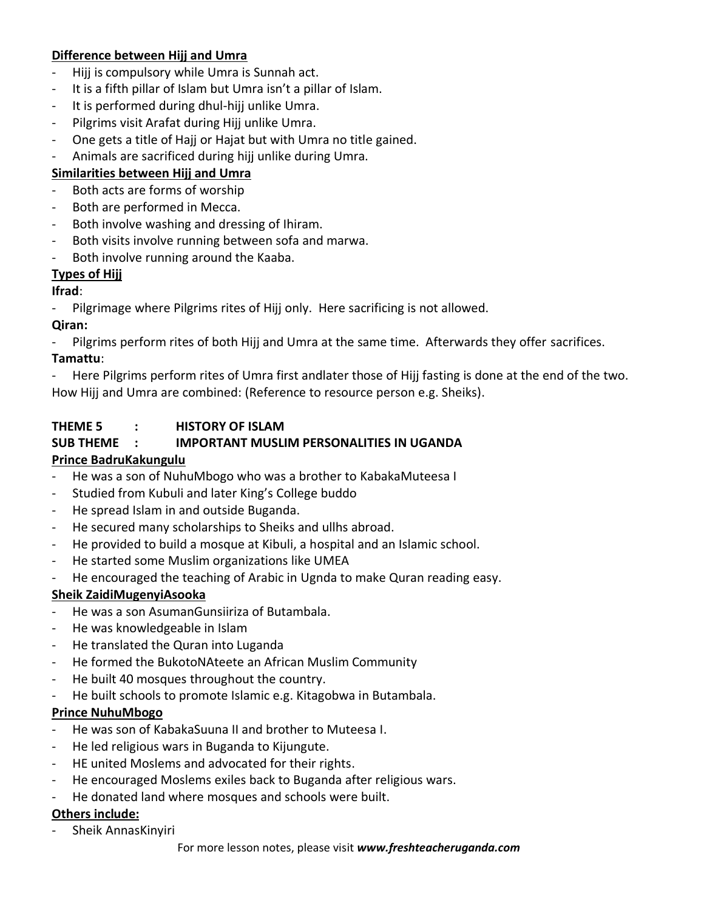**Difference between Hijj and Umra**

- Hijj is compulsory while Umra is Sunnah act.
- It is a fifth pillar of Islam but Umra isn't a pillar of Islam.
- It is performed during dhul-hijj unlike Umra.
- Pilgrims visit Arafat during Hijj unlike Umra.
- One gets a title of Hajj or Hajat but with Umra no title gained.
- Animals are sacrificed during hijj unlike during Umra.

**Similarities between Hijj and Umra**

- Both acts are forms of worship
- Both are performed in Mecca.
- Both involve washing and dressing of Ihiram.
- Both visits involve running between sofa and marwa.
- Both involve running around the Kaaba.

**Types of Hijj**

**Ifrad**:

- Pilgrimage where Pilgrims rites of Hijj only. Here sacrificing is not allowed.

**Qiran:**

- Pilgrims perform rites of both Hijj and Umra at the same time. Afterwards they offer sacrifices.

**Tamattu**:

- Here Pilgrims perform rites of Umra first andlater those of Hijj fasting is done at the end of the two.

How Hijj and Umra are combined: (Reference to resource person e.g. Sheiks).

**THEME 5 : HISTORY OF ISLAM**

**SUB THEME : IMPORTANT MUSLIM PERSONALITIES IN UGANDA**

**Prince BadruKakungulu**

- He was a son of NuhuMbogo who was a brother to KabakaMuteesa I
- Studied from Kubuli and later King's College buddo
- He spread Islam in and outside Buganda.
- He secured many scholarships to Sheiks and ullhs abroad.
- He provided to build a mosque at Kibuli, a hospital and an Islamic school.
- He started some Muslim organizations like UMEA
- He encouraged the teaching of Arabic in Ugnda to make Quran reading easy.

**Sheik ZaidiMugenyiAsooka**

- He was a son AsumanGunsiiriza of Butambala.
- He was knowledgeable in Islam
- He translated the Quran into Luganda
- He formed the BukotoNAteete an African Muslim Community
- He built 40 mosques throughout the country.
- He built schools to promote Islamic e.g. Kitagobwa in Butambala.

**Prince NuhuMbogo**

- He was son of KabakaSuuna II and brother to Muteesa I.
- He led religious wars in Buganda to Kijungute.
- HE united Moslems and advocated for their rights.
- He encouraged Moslems exiles back to Buganda after religious wars.
- He donated land where mosques and schools were built.

**Others include:**

- Sheik AnnasKinyiri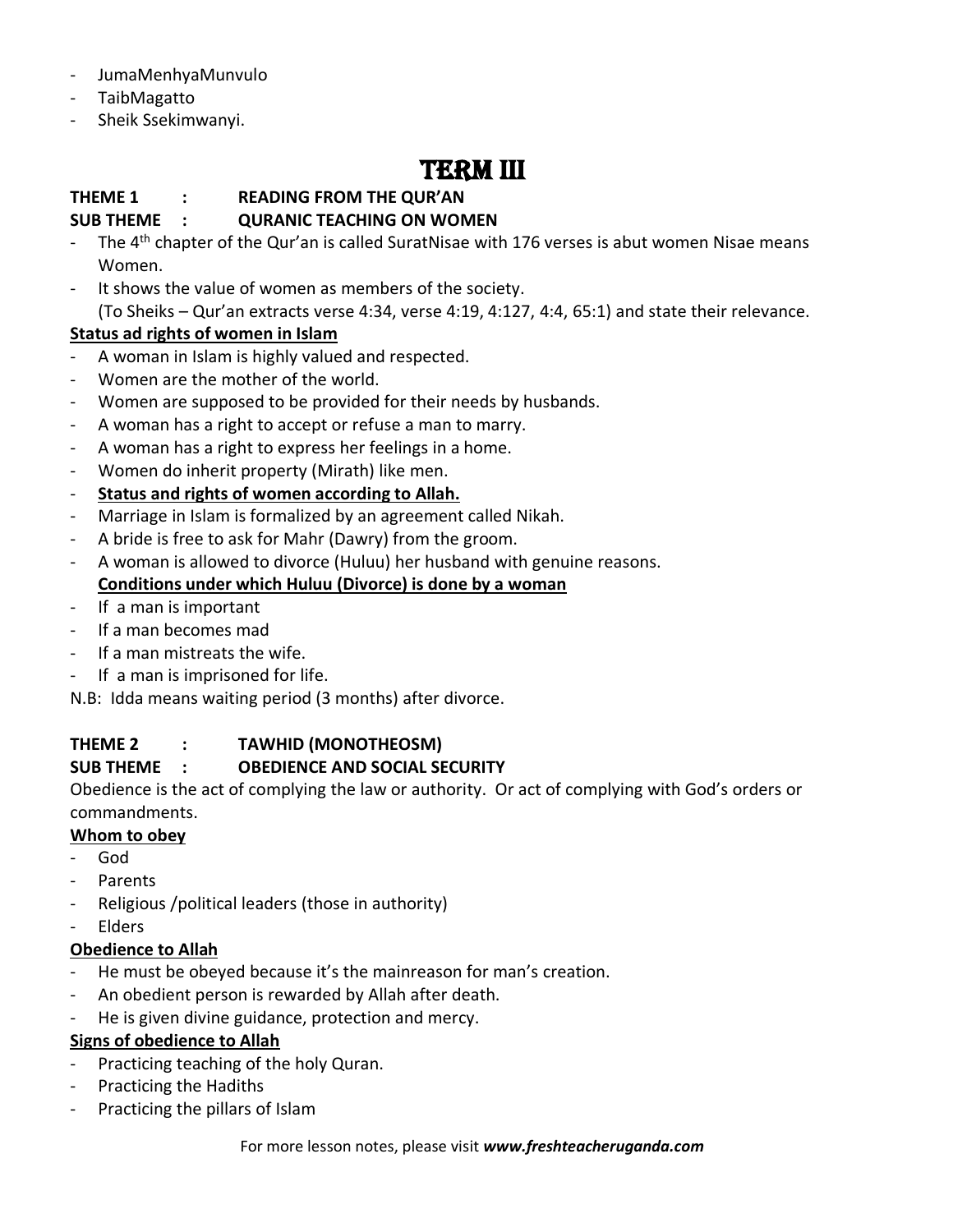- JumaMenhyaMunvulo
- TaibMagatto
- Sheik Ssekimwanyi.

# TERM III

**THEME 1 : READING FROM THE QUR'AN**

**SUB THEME : QURANIC TEACHING ON WOMEN**

- The 4th chapter of the Qur'an is called SuratNisae with 176 verses is abut women Nisae means Women.
- It shows the value of women as members of the society.
  (To Sheiks – Qur'an extracts verse 4:34, verse 4:19, 4:127, 4:4, 65:1) and state their relevance.

**Status ad rights of women in Islam**

- A woman in Islam is highly valued and respected.
- Women are the mother of the world.
- Women are supposed to be provided for their needs by husbands.
- A woman has a right to accept or refuse a man to marry.
- A woman has a right to express her feelings in a home.
- Women do inherit property (Mirath) like men.
- **Status and rights of women according to Allah.**
- Marriage in Islam is formalized by an agreement called Nikah.
- A bride is free to ask for Mahr (Dawry) from the groom.
- A woman is allowed to divorce (Huluu) her husband with genuine reasons.
  **Conditions under which Huluu (Divorce) is done by a woman**
- If a man is important
- If a man becomes mad
- If a man mistreats the wife.
- If a man is imprisoned for life.

N.B: Idda means waiting period (3 months) after divorce.

**THEME 2 : TAWHID (MONOTHEOSM)**

**SUB THEME : OBEDIENCE AND SOCIAL SECURITY**

Obedience is the act of complying the law or authority. Or act of complying with God's orders or commandments.

**Whom to obey**

- God
- Parents
- Religious /political leaders (those in authority)
- Elders

**Obedience to Allah**

- He must be obeyed because it's the mainreason for man's creation.
- An obedient person is rewarded by Allah after death.
- He is given divine guidance, protection and mercy.

**Signs of obedience to Allah**

- Practicing teaching of the holy Quran.
- Practicing the Hadiths
- Practicing the pillars of Islam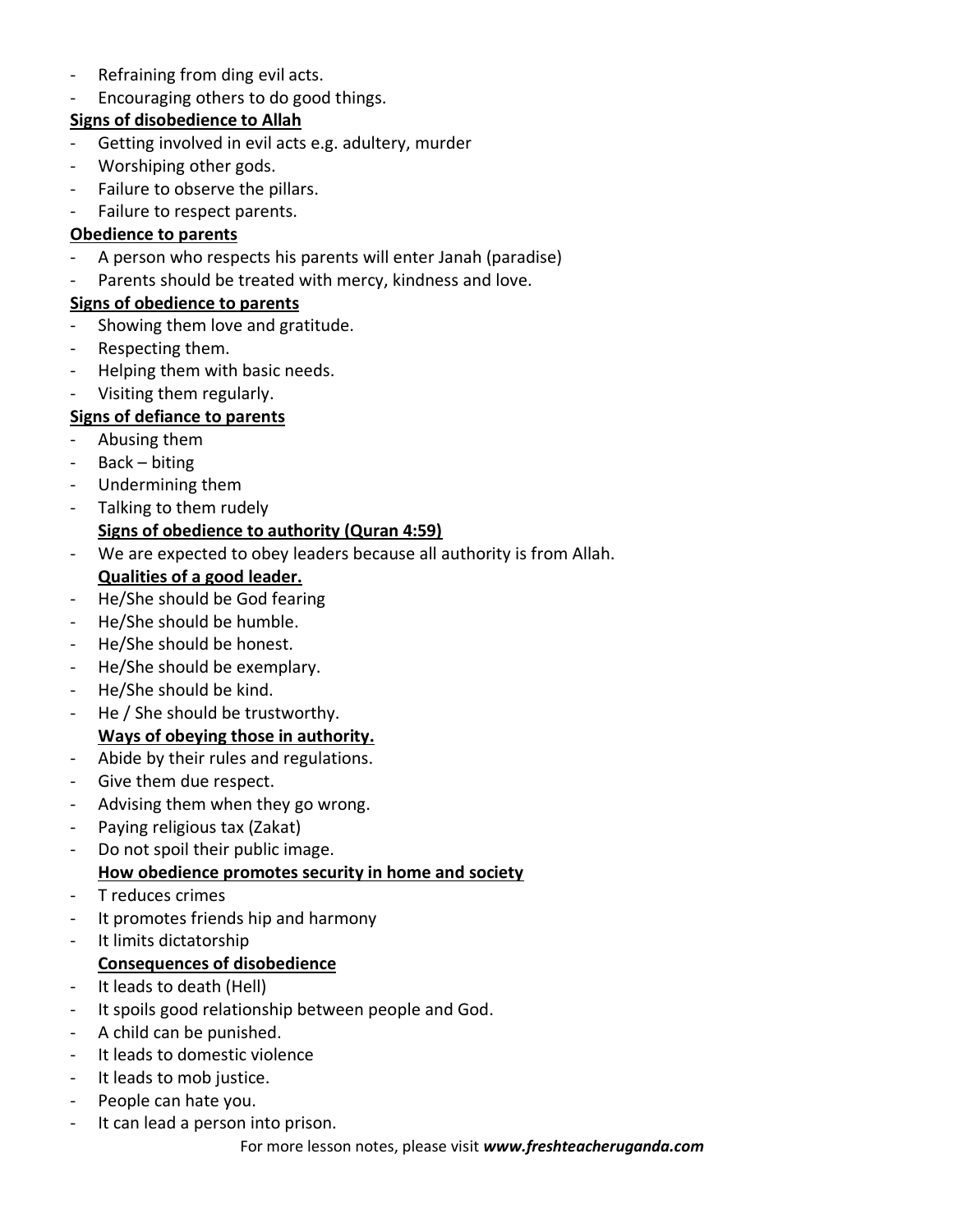- Refraining from ding evil acts.
- Encouraging others to do good things.

**Signs of disobedience to Allah**

- Getting involved in evil acts e.g. adultery, murder
- Worshiping other gods.
- Failure to observe the pillars.
- Failure to respect parents.

**Obedience to parents**

- A person who respects his parents will enter Janah (paradise)
- Parents should be treated with mercy, kindness and love.

**Signs of obedience to parents**

- Showing them love and gratitude.
- Respecting them.
- Helping them with basic needs.
- Visiting them regularly.

**Signs of defiance to parents**

- Abusing them
- Back – biting
- Undermining them
- Talking to them rudely

**Signs of obedience to authority (Quran 4:59)**

- We are expected to obey leaders because all authority is from Allah.

**Qualities of a good leader.**

- He/She should be God fearing
- He/She should be humble.
- He/She should be honest.
- He/She should be exemplary.
- He/She should be kind.
- He / She should be trustworthy.

**Ways of obeying those in authority.**

- Abide by their rules and regulations.
- Give them due respect.
- Advising them when they go wrong.
- Paying religious tax (Zakat)
- Do not spoil their public image.

**How obedience promotes security in home and society**

- T reduces crimes
- It promotes friends hip and harmony
- It limits dictatorship

**Consequences of disobedience**

- It leads to death (Hell)
- It spoils good relationship between people and God.
- A child can be punished.
- It leads to domestic violence
- It leads to mob justice.
- People can hate you.
- It can lead a person into prison.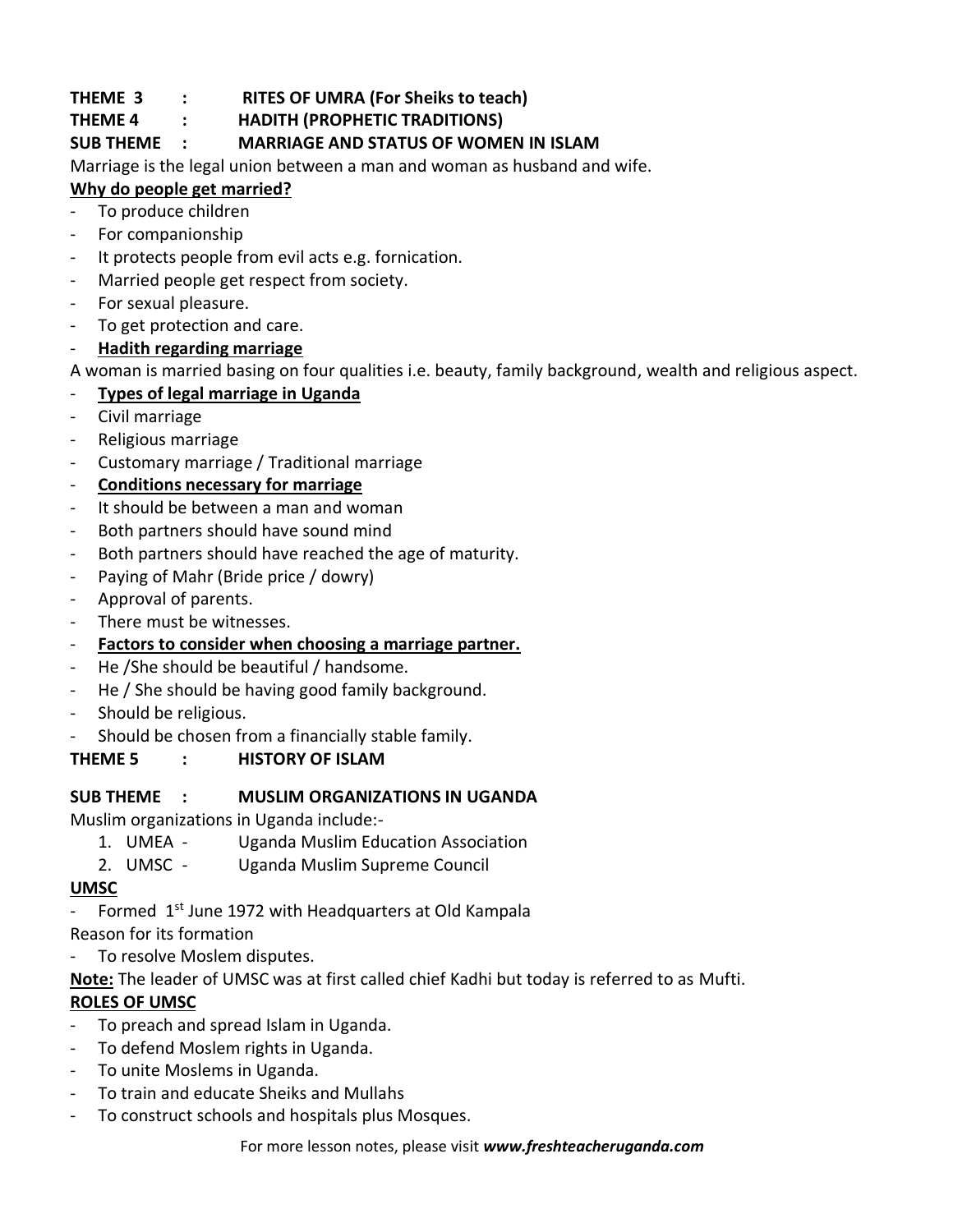**THEME 3 : RITES OF UMRA (For Sheiks to teach)**

**THEME 4 : HADITH (PROPHETIC TRADITIONS)**

**SUB THEME : MARRIAGE AND STATUS OF WOMEN IN ISLAM**

Marriage is the legal union between a man and woman as husband and wife.

**Why do people get married?**

- To produce children
- For companionship
- It protects people from evil acts e.g. fornication.
- Married people get respect from society.
- For sexual pleasure.
- To get protection and care.
- **Hadith regarding marriage**

A woman is married basing on four qualities i.e. beauty, family background, wealth and religious aspect.

- **Types of legal marriage in Uganda**
- Civil marriage
- Religious marriage
- Customary marriage / Traditional marriage
- **Conditions necessary for marriage**
- It should be between a man and woman
- Both partners should have sound mind
- Both partners should have reached the age of maturity.
- Paying of Mahr (Bride price / dowry)
- Approval of parents.
- There must be witnesses.
- **Factors to consider when choosing a marriage partner.**
- He /She should be beautiful / handsome.
- He / She should be having good family background.
- Should be religious.
- Should be chosen from a financially stable family.

**THEME 5 : HISTORY OF ISLAM**

**SUB THEME : MUSLIM ORGANIZATIONS IN UGANDA**

Muslim organizations in Uganda include:-

1. UMEA - Uganda Muslim Education Association
2. UMSC - Uganda Muslim Supreme Council

**UMSC**

- Formed 1st June 1972 with Headquarters at Old Kampala

Reason for its formation

- To resolve Moslem disputes.

**Note:** The leader of UMSC was at first called chief Kadhi but today is referred to as Mufti.

**ROLES OF UMSC**

- To preach and spread Islam in Uganda.
- To defend Moslem rights in Uganda.
- To unite Moslems in Uganda.
- To train and educate Sheiks and Mullahs
- To construct schools and hospitals plus Mosques.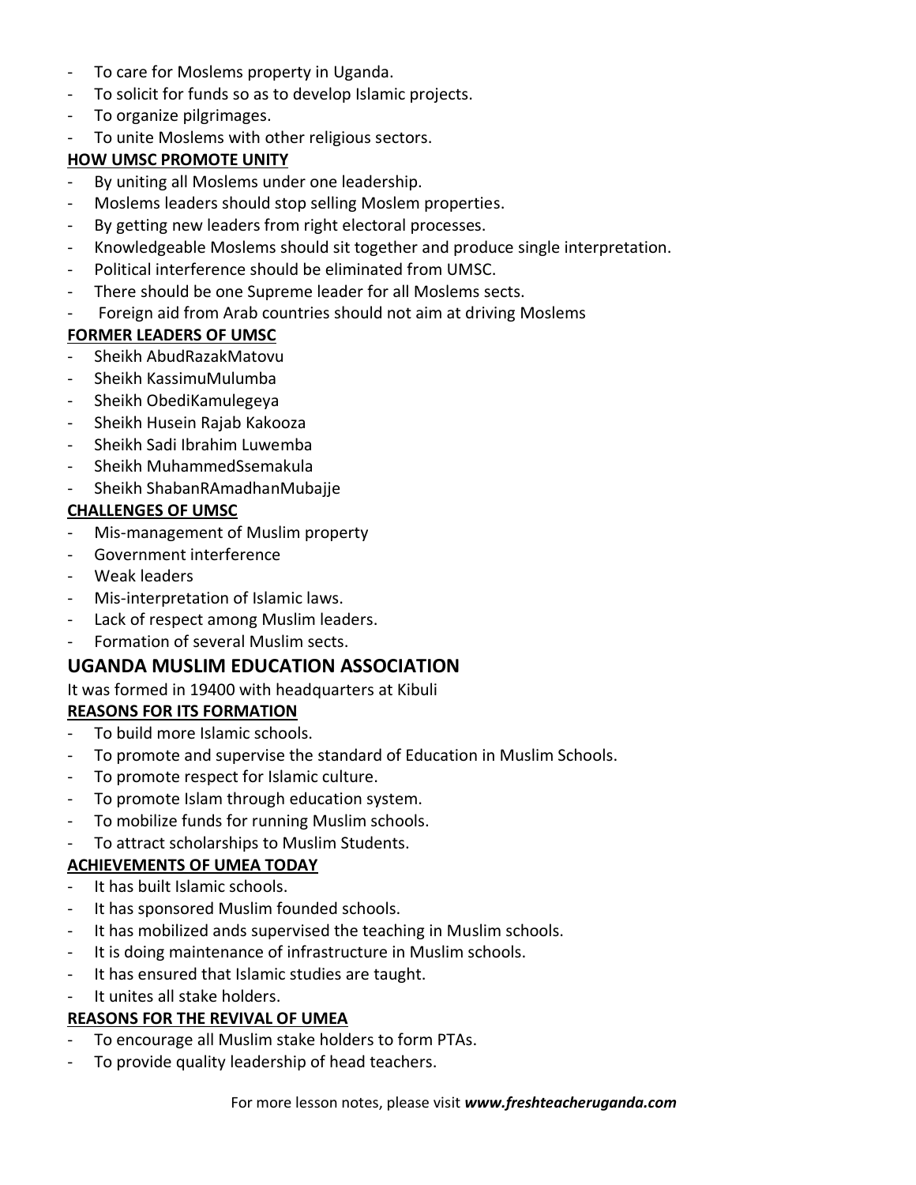- To care for Moslems property in Uganda.
- To solicit for funds so as to develop Islamic projects.
- To organize pilgrimages.
- To unite Moslems with other religious sectors.

**HOW UMSC PROMOTE UNITY**

- By uniting all Moslems under one leadership.
- Moslems leaders should stop selling Moslem properties.
- By getting new leaders from right electoral processes.
- Knowledgeable Moslems should sit together and produce single interpretation.
- Political interference should be eliminated from UMSC.
- There should be one Supreme leader for all Moslems sects.
- Foreign aid from Arab countries should not aim at driving Moslems

**FORMER LEADERS OF UMSC**

- Sheikh AbudRazakMatovu
- Sheikh KassimuMulumba
- Sheikh ObediKamulegeya
- Sheikh Husein Rajab Kakooza
- Sheikh Sadi Ibrahim Luwemba
- Sheikh MuhammedSsemakula
- Sheikh ShabanRAmadhanMubajje

**CHALLENGES OF UMSC**

- Mis-management of Muslim property
- Government interference
- Weak leaders
- Mis-interpretation of Islamic laws.
- Lack of respect among Muslim leaders.
- Formation of several Muslim sects.

## UGANDA MUSLIM EDUCATION ASSOCIATION

It was formed in 19400 with headquarters at Kibuli

**REASONS FOR ITS FORMATION**

- To build more Islamic schools.
- To promote and supervise the standard of Education in Muslim Schools.
- To promote respect for Islamic culture.
- To promote Islam through education system.
- To mobilize funds for running Muslim schools.
- To attract scholarships to Muslim Students.

**ACHIEVEMENTS OF UMEA TODAY**

- It has built Islamic schools.
- It has sponsored Muslim founded schools.
- It has mobilized ands supervised the teaching in Muslim schools.
- It is doing maintenance of infrastructure in Muslim schools.
- It has ensured that Islamic studies are taught.
- It unites all stake holders.

**REASONS FOR THE REVIVAL OF UMEA**

- To encourage all Muslim stake holders to form PTAs.
- To provide quality leadership of head teachers.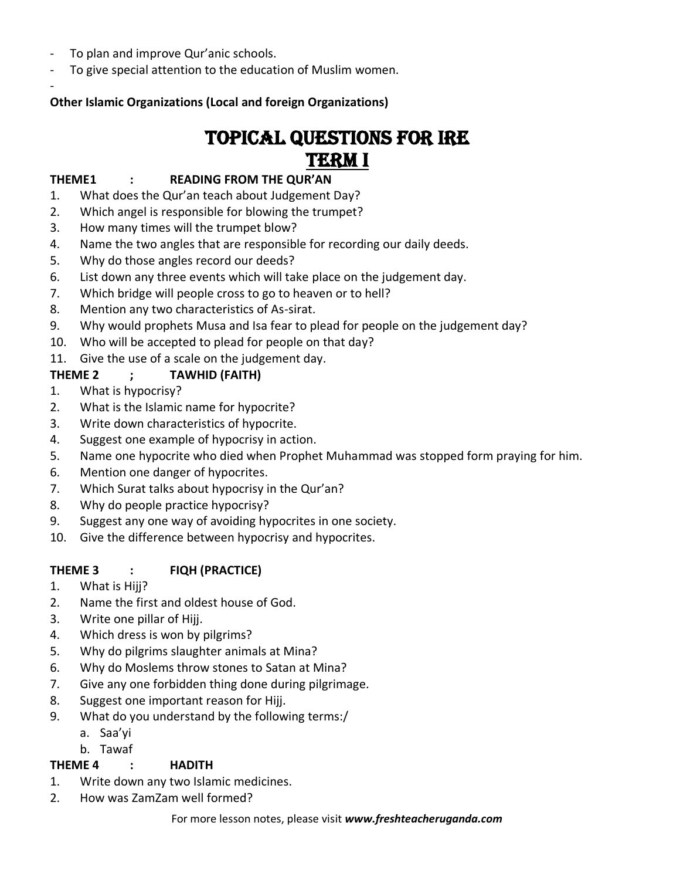- To plan and improve Qur'anic schools.
- To give special attention to the education of Muslim women.
-

**Other Islamic Organizations (Local and foreign Organizations)**

# TOPICAL QUESTIONS FOR IRE

# TERM I

**THEME1 : READING FROM THE QUR'AN**

1. What does the Qur'an teach about Judgement Day?
2. Which angel is responsible for blowing the trumpet?
3. How many times will the trumpet blow?
4. Name the two angles that are responsible for recording our daily deeds.
5. Why do those angles record our deeds?
6. List down any three events which will take place on the judgement day.
7. Which bridge will people cross to go to heaven or to hell?
8. Mention any two characteristics of As-sirat.
9. Why would prophets Musa and Isa fear to plead for people on the judgement day?
10. Who will be accepted to plead for people on that day?
11. Give the use of a scale on the judgement day.

**THEME 2 ; TAWHID (FAITH)**

1. What is hypocrisy?
2. What is the Islamic name for hypocrite?
3. Write down characteristics of hypocrite.
4. Suggest one example of hypocrisy in action.
5. Name one hypocrite who died when Prophet Muhammad was stopped form praying for him.
6. Mention one danger of hypocrites.
7. Which Surat talks about hypocrisy in the Qur'an?
8. Why do people practice hypocrisy?
9. Suggest any one way of avoiding hypocrites in one society.
10. Give the difference between hypocrisy and hypocrites.

**THEME 3 : FIQH (PRACTICE)**

1. What is Hijj?
2. Name the first and oldest house of God.
3. Write one pillar of Hijj.
4. Which dress is won by pilgrims?
5. Why do pilgrims slaughter animals at Mina?
6. Why do Moslems throw stones to Satan at Mina?
7. Give any one forbidden thing done during pilgrimage.
8. Suggest one important reason for Hijj.
9. What do you understand by the following terms:/
   a. Saa'yi
   b. Tawaf

**THEME 4 : HADITH**

1. Write down any two Islamic medicines.
2. How was ZamZam well formed?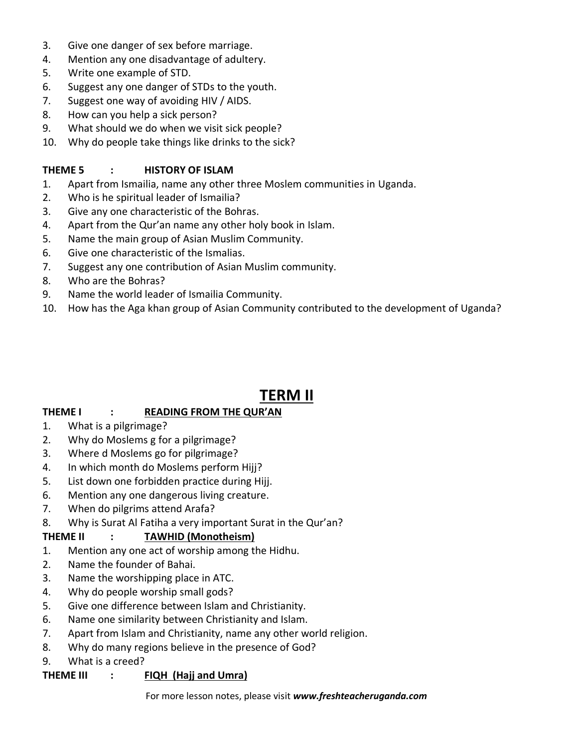3. Give one danger of sex before marriage.
4. Mention any one disadvantage of adultery.
5. Write one example of STD.
6. Suggest any one danger of STDs to the youth.
7. Suggest one way of avoiding HIV / AIDS.
8. How can you help a sick person?
9. What should we do when we visit sick people?
10. Why do people take things like drinks to the sick?

**THEME 5 : HISTORY OF ISLAM**

1. Apart from Ismailia, name any other three Moslem communities in Uganda.
2. Who is he spiritual leader of Ismailia?
3. Give any one characteristic of the Bohras.
4. Apart from the Qur'an name any other holy book in Islam.
5. Name the main group of Asian Muslim Community.
6. Give one characteristic of the Ismalias.
7. Suggest any one contribution of Asian Muslim community.
8. Who are the Bohras?
9. Name the world leader of Ismailia Community.
10. How has the Aga khan group of Asian Community contributed to the development of Uganda?

# TERM II

**THEME I : READING FROM THE QUR'AN**

1. What is a pilgrimage?
2. Why do Moslems g for a pilgrimage?
3. Where d Moslems go for pilgrimage?
4. In which month do Moslems perform Hijj?
5. List down one forbidden practice during Hijj.
6. Mention any one dangerous living creature.
7. When do pilgrims attend Arafa?
8. Why is Surat Al Fatiha a very important Surat in the Qur'an?

**THEME II : TAWHID (Monotheism)**

1. Mention any one act of worship among the Hidhu.
2. Name the founder of Bahai.
3. Name the worshipping place in ATC.
4. Why do people worship small gods?
5. Give one difference between Islam and Christianity.
6. Name one similarity between Christianity and Islam.
7. Apart from Islam and Christianity, name any other world religion.
8. Why do many regions believe in the presence of God?
9. What is a creed?

**THEME III : FIQH (Hajj and Umra)**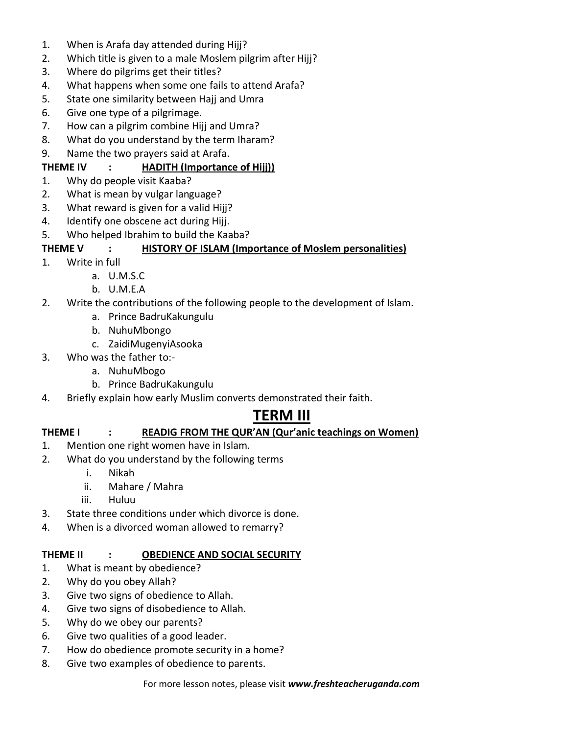1. When is Arafa day attended during Hijj?
2. Which title is given to a male Moslem pilgrim after Hijj?
3. Where do pilgrims get their titles?
4. What happens when some one fails to attend Arafa?
5. State one similarity between Hajj and Umra
6. Give one type of a pilgrimage.
7. How can a pilgrim combine Hijj and Umra?
8. What do you understand by the term Iharam?
9. Name the two prayers said at Arafa.

**THEME IV : <u>HADITH (Importance of Hijj))</u>**

1. Why do people visit Kaaba?
2. What is mean by vulgar language?
3. What reward is given for a valid Hijj?
4. Identify one obscene act during Hijj.
5. Who helped Ibrahim to build the Kaaba?

**THEME V : <u>HISTORY OF ISLAM (Importance of Moslem personalities)</u>**

1. Write in full
   a. U.M.S.C
   b. U.M.E.A
2. Write the contributions of the following people to the development of Islam.
   a. Prince BadruKakungulu
   b. NuhuMbongo
   c. ZaidiMugenyiAsooka
3. Who was the father to:-
   a. NuhuMbogo
   b. Prince BadruKakungulu
4. Briefly explain how early Muslim converts demonstrated their faith.

# <u>TERM III</u>

**THEME I : <u>READIG FROM THE QUR'AN (Qur'anic teachings on Women)</u>**

1. Mention one right women have in Islam.
2. What do you understand by the following terms
   i. Nikah
   ii. Mahare / Mahra
   iii. Huluu
3. State three conditions under which divorce is done.
4. When is a divorced woman allowed to remarry?

**THEME II : <u>OBEDIENCE AND SOCIAL SECURITY</u>**

1. What is meant by obedience?
2. Why do you obey Allah?
3. Give two signs of obedience to Allah.
4. Give two signs of disobedience to Allah.
5. Why do we obey our parents?
6. Give two qualities of a good leader.
7. How do obedience promote security in a home?
8. Give two examples of obedience to parents.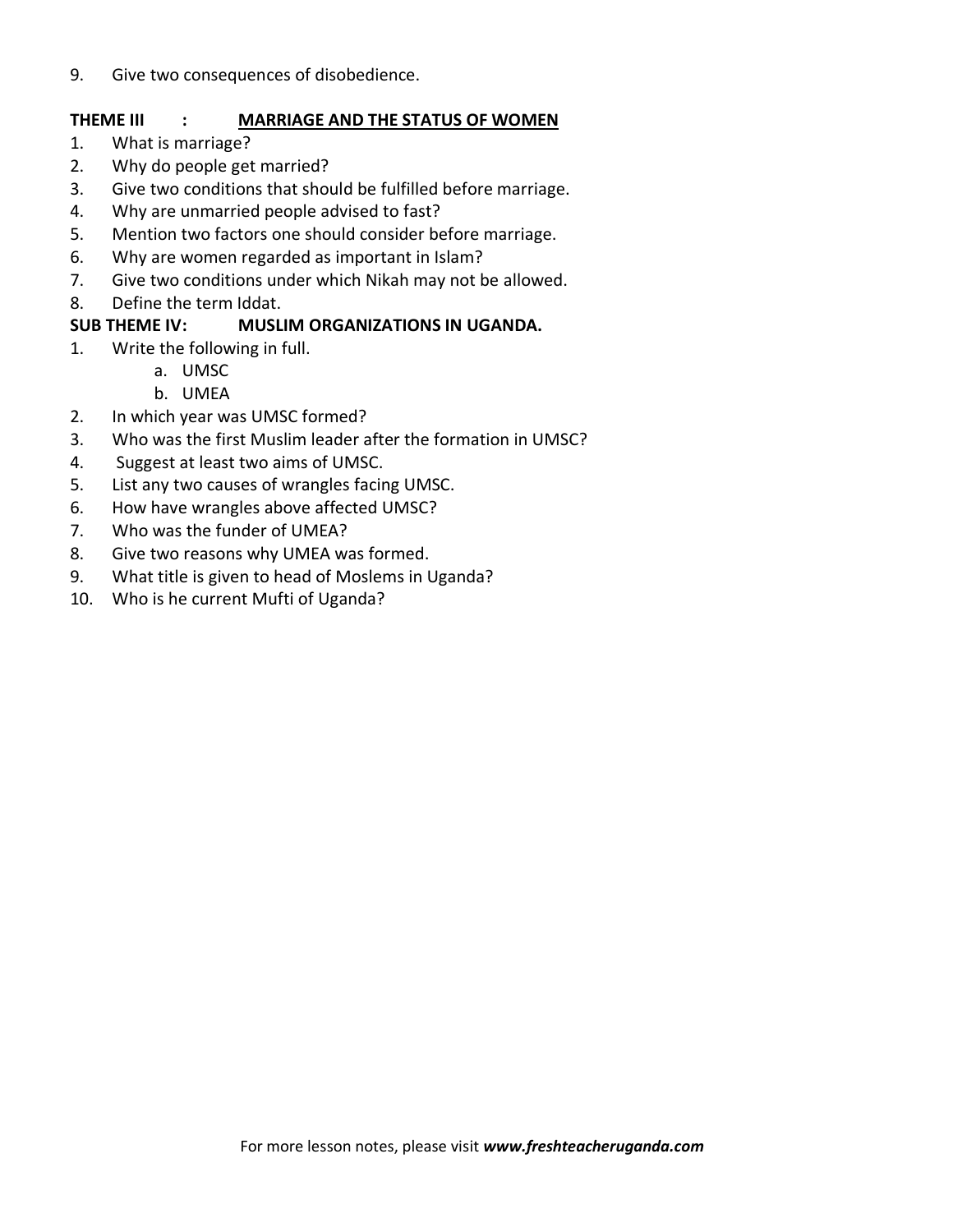9. Give two consequences of disobedience.

**THEME III : <u>MARRIAGE AND THE STATUS OF WOMEN</u>**

1. What is marriage?
2. Why do people get married?
3. Give two conditions that should be fulfilled before marriage.
4. Why are unmarried people advised to fast?
5. Mention two factors one should consider before marriage.
6. Why are women regarded as important in Islam?
7. Give two conditions under which Nikah may not be allowed.
8. Define the term Iddat.

**SUB THEME IV: MUSLIM ORGANIZATIONS IN UGANDA.**

1. Write the following in full.
   a. UMSC
   b. UMEA
2. In which year was UMSC formed?
3. Who was the first Muslim leader after the formation in UMSC?
4. Suggest at least two aims of UMSC.
5. List any two causes of wrangles facing UMSC.
6. How have wrangles above affected UMSC?
7. Who was the funder of UMEA?
8. Give two reasons why UMEA was formed.
9. What title is given to head of Moslems in Uganda?
10. Who is he current Mufti of Uganda?